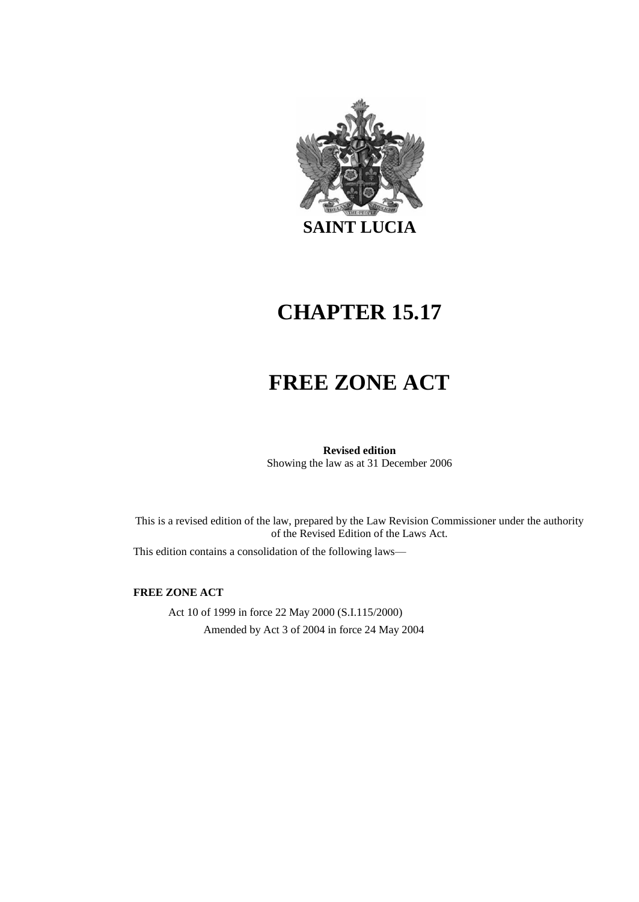**SAINT LUCIA**

# CHAPTER 15.17

# FREE ZONE ACT

**Revised edition**
Showing the law as at 31 December 2006

This is a revised edition of the law, prepared by the Law Revision Commissioner under the authority of the Revised Edition of the Laws Act.

This edition contains a consolidation of the following laws—

**FREE ZONE ACT**

Act 10 of 1999 in force 22 May 2000 (S.I.115/2000)

Amended by Act 3 of 2004 in force 24 May 2004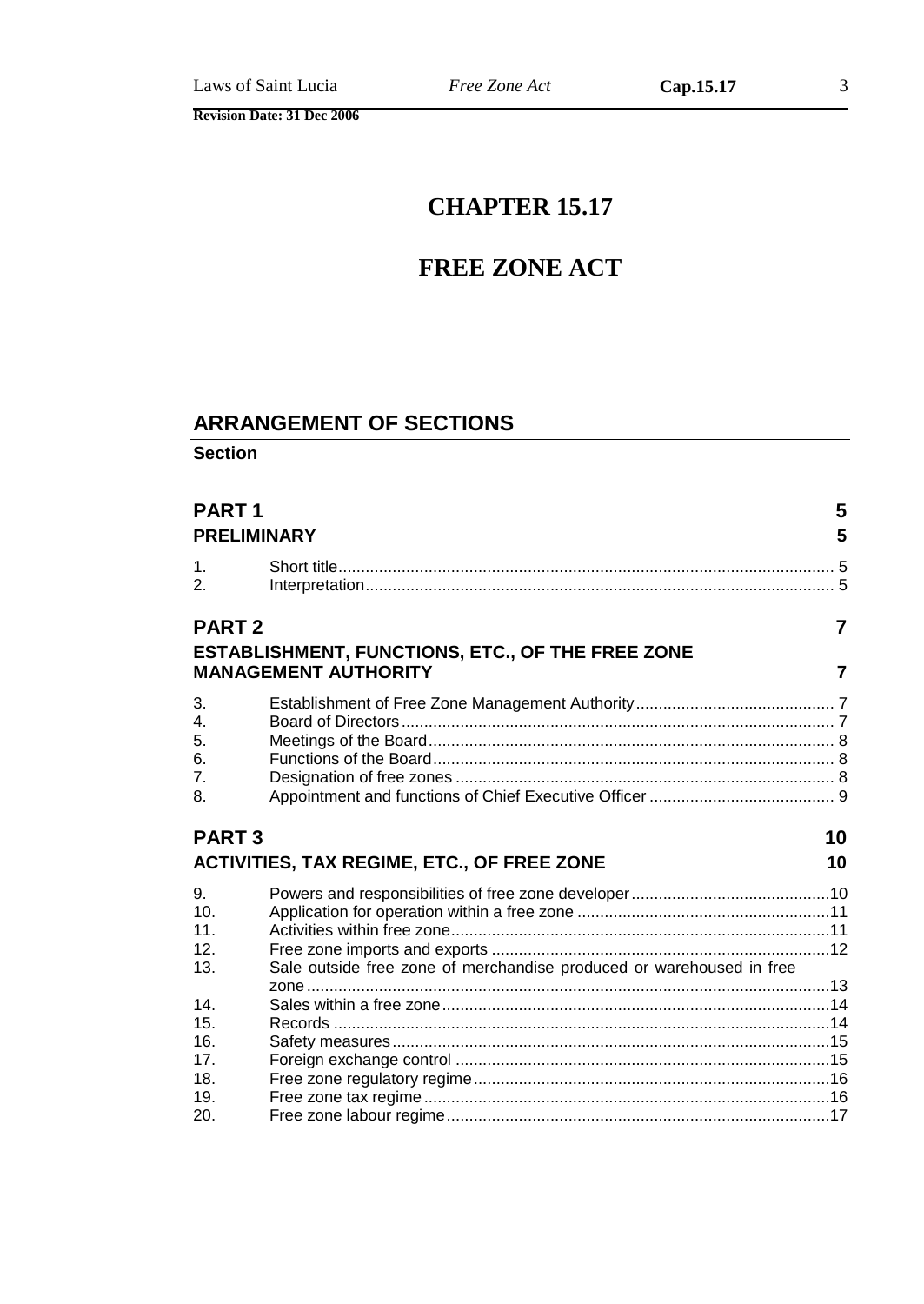# CHAPTER 15.17

# FREE ZONE ACT

## ARRANGEMENT OF SECTIONS

**Section**

**PART 1** 5

**PRELIMINARY** 5

1. Short title 5
2. Interpretation 5

**PART 2** 7

**ESTABLISHMENT, FUNCTIONS, ETC., OF THE FREE ZONE MANAGEMENT AUTHORITY** 7

3. Establishment of Free Zone Management Authority 7
4. Board of Directors 7
5. Meetings of the Board 8
6. Functions of the Board 8
7. Designation of free zones 8
8. Appointment and functions of Chief Executive Officer 9

**PART 3** 10

**ACTIVITIES, TAX REGIME, ETC., OF FREE ZONE** 10

9. Powers and responsibilities of free zone developer 10
10. Application for operation within a free zone 11
11. Activities within free zone 11
12. Free zone imports and exports 12
13. Sale outside free zone of merchandise produced or warehoused in free zone 13
14. Sales within a free zone 14
15. Records 14
16. Safety measures 15
17. Foreign exchange control 15
18. Free zone regulatory regime 16
19. Free zone tax regime 16
20. Free zone labour regime 17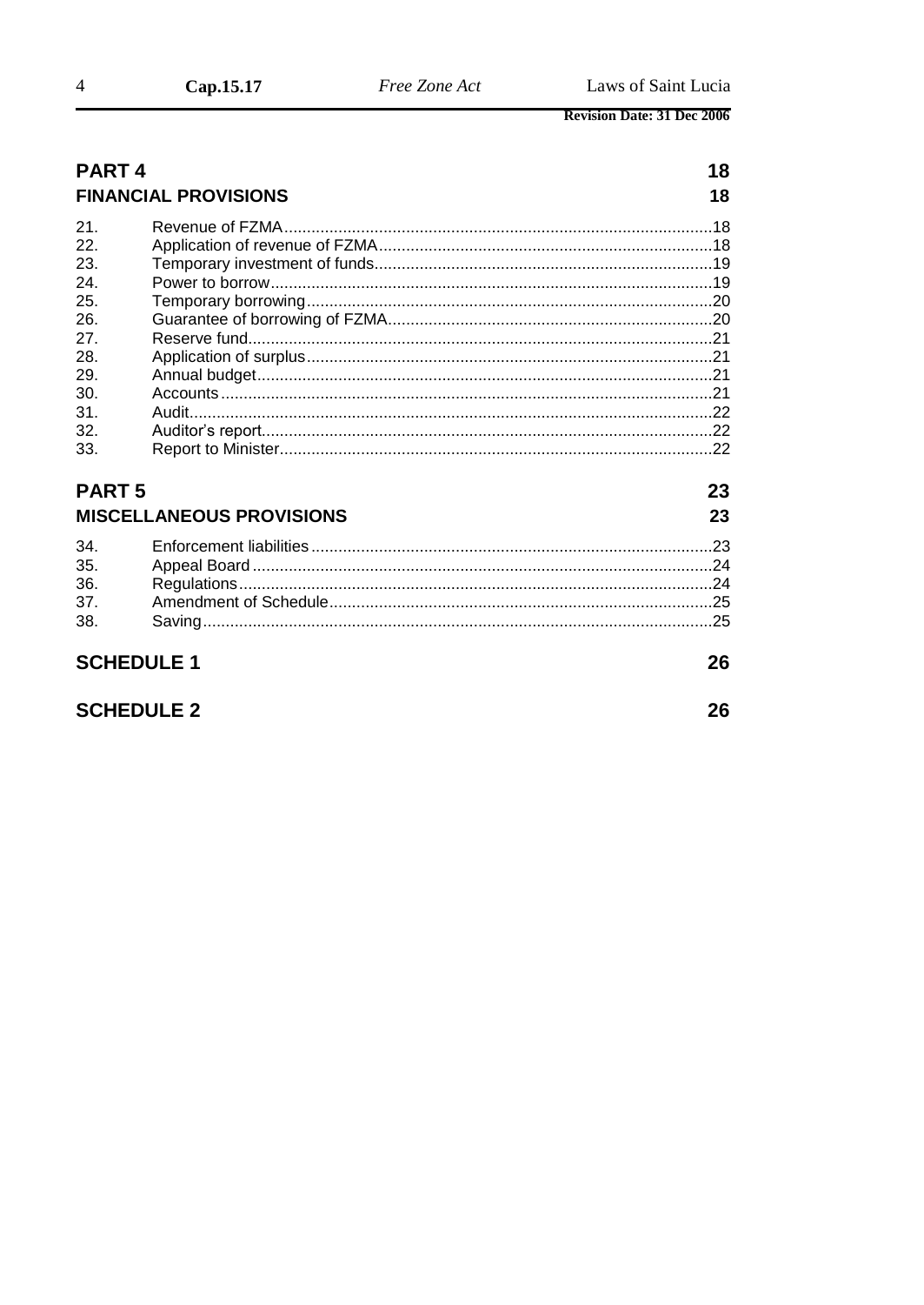## PART 4 — 18

## FINANCIAL PROVISIONS — 18

21. Revenue of FZMA ... 18
22. Application of revenue of FZMA ... 18
23. Temporary investment of funds ... 19
24. Power to borrow ... 19
25. Temporary borrowing ... 20
26. Guarantee of borrowing of FZMA ... 20
27. Reserve fund ... 21
28. Application of surplus ... 21
29. Annual budget ... 21
30. Accounts ... 21
31. Audit ... 22
32. Auditor's report ... 22
33. Report to Minister ... 22

## PART 5 — 23

## MISCELLANEOUS PROVISIONS — 23

34. Enforcement liabilities ... 23
35. Appeal Board ... 24
36. Regulations ... 24
37. Amendment of Schedule ... 25
38. Saving ... 25

## SCHEDULE 1 — 26

## SCHEDULE 2 — 26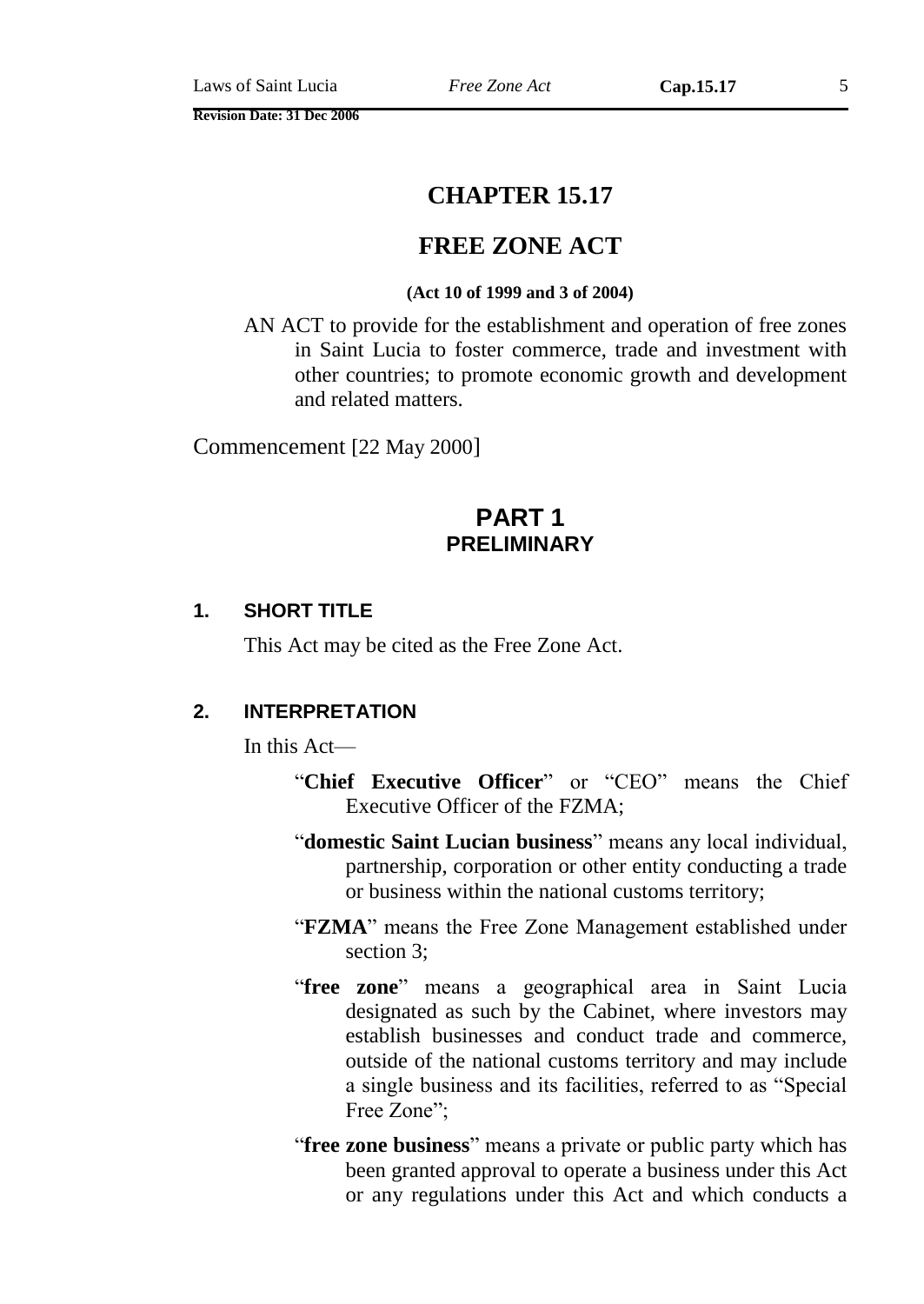# CHAPTER 15.17

# FREE ZONE ACT

**(Act 10 of 1999 and 3 of 2004)**

AN ACT to provide for the establishment and operation of free zones in Saint Lucia to foster commerce, trade and investment with other countries; to promote economic growth and development and related matters.

Commencement [22 May 2000]

## PART 1
## PRELIMINARY

### 1. SHORT TITLE

This Act may be cited as the Free Zone Act.

### 2. INTERPRETATION

In this Act—

"**Chief Executive Officer**" or "CEO" means the Chief Executive Officer of the FZMA;

"**domestic Saint Lucian business**" means any local individual, partnership, corporation or other entity conducting a trade or business within the national customs territory;

"**FZMA**" means the Free Zone Management established under section 3;

"**free zone**" means a geographical area in Saint Lucia designated as such by the Cabinet, where investors may establish businesses and conduct trade and commerce, outside of the national customs territory and may include a single business and its facilities, referred to as "Special Free Zone";

"**free zone business**" means a private or public party which has been granted approval to operate a business under this Act or any regulations under this Act and which conducts a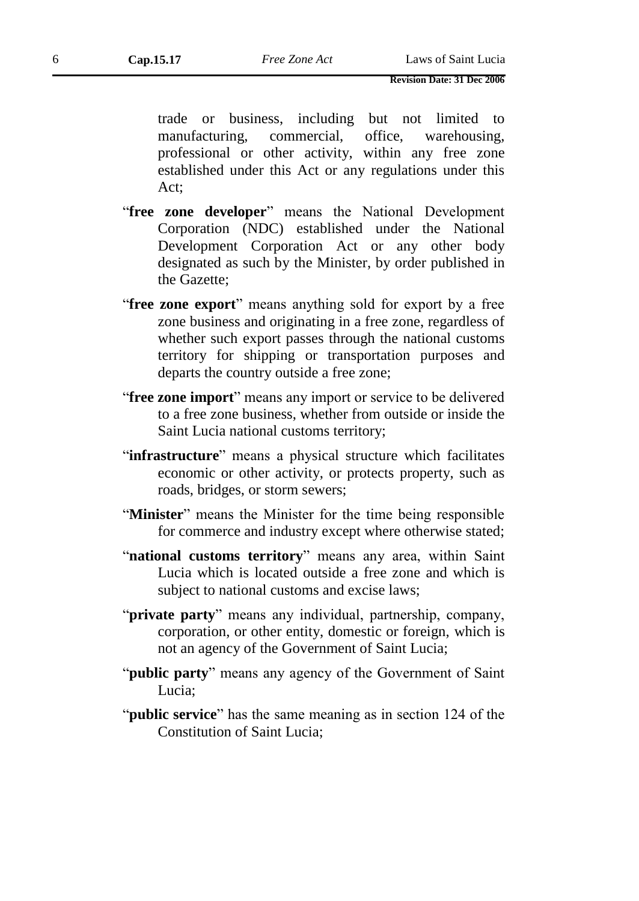trade or business, including but not limited to manufacturing, commercial, office, warehousing, professional or other activity, within any free zone established under this Act or any regulations under this Act;

"**free zone developer**" means the National Development Corporation (NDC) established under the National Development Corporation Act or any other body designated as such by the Minister, by order published in the Gazette;

"**free zone export**" means anything sold for export by a free zone business and originating in a free zone, regardless of whether such export passes through the national customs territory for shipping or transportation purposes and departs the country outside a free zone;

"**free zone import**" means any import or service to be delivered to a free zone business, whether from outside or inside the Saint Lucia national customs territory;

"**infrastructure**" means a physical structure which facilitates economic or other activity, or protects property, such as roads, bridges, or storm sewers;

"**Minister**" means the Minister for the time being responsible for commerce and industry except where otherwise stated;

"**national customs territory**" means any area, within Saint Lucia which is located outside a free zone and which is subject to national customs and excise laws;

"**private party**" means any individual, partnership, company, corporation, or other entity, domestic or foreign, which is not an agency of the Government of Saint Lucia;

"**public party**" means any agency of the Government of Saint Lucia;

"**public service**" has the same meaning as in section 124 of the Constitution of Saint Lucia;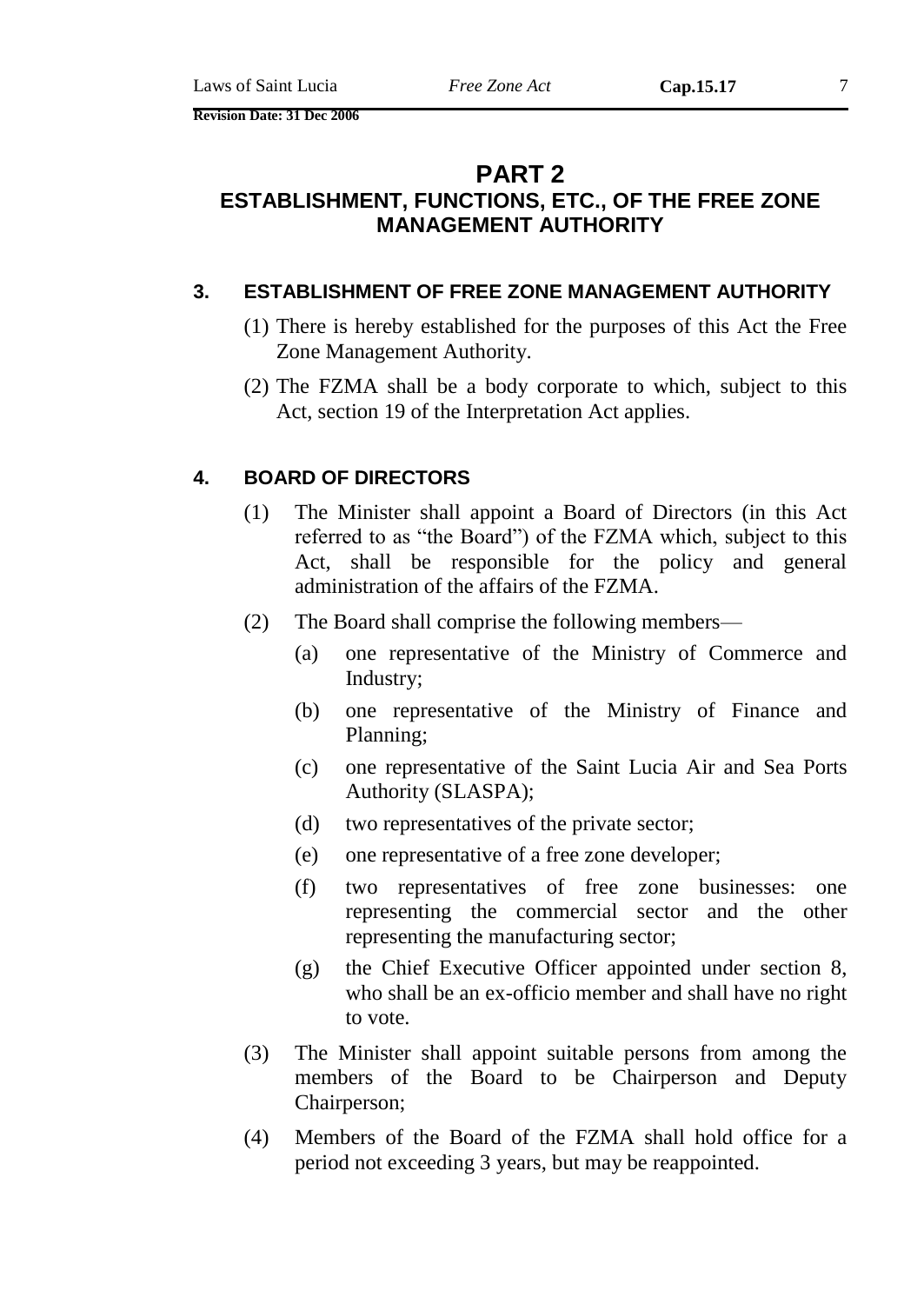# PART 2
## ESTABLISHMENT, FUNCTIONS, ETC., OF THE FREE ZONE MANAGEMENT AUTHORITY

### 3. ESTABLISHMENT OF FREE ZONE MANAGEMENT AUTHORITY

(1) There is hereby established for the purposes of this Act the Free Zone Management Authority.

(2) The FZMA shall be a body corporate to which, subject to this Act, section 19 of the Interpretation Act applies.

### 4. BOARD OF DIRECTORS

(1) The Minister shall appoint a Board of Directors (in this Act referred to as "the Board") of the FZMA which, subject to this Act, shall be responsible for the policy and general administration of the affairs of the FZMA.

(2) The Board shall comprise the following members—

(a) one representative of the Ministry of Commerce and Industry;

(b) one representative of the Ministry of Finance and Planning;

(c) one representative of the Saint Lucia Air and Sea Ports Authority (SLASPA);

(d) two representatives of the private sector;

(e) one representative of a free zone developer;

(f) two representatives of free zone businesses: one representing the commercial sector and the other representing the manufacturing sector;

(g) the Chief Executive Officer appointed under section 8, who shall be an ex-officio member and shall have no right to vote.

(3) The Minister shall appoint suitable persons from among the members of the Board to be Chairperson and Deputy Chairperson;

(4) Members of the Board of the FZMA shall hold office for a period not exceeding 3 years, but may be reappointed.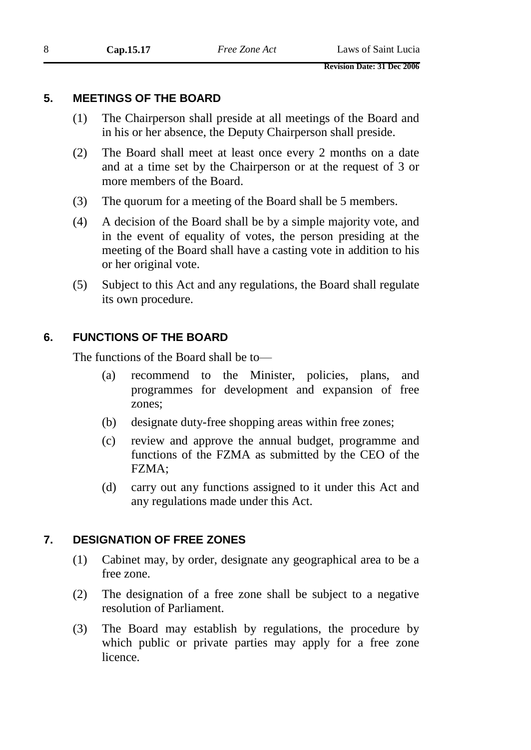## 5. MEETINGS OF THE BOARD

(1) The Chairperson shall preside at all meetings of the Board and in his or her absence, the Deputy Chairperson shall preside.

(2) The Board shall meet at least once every 2 months on a date and at a time set by the Chairperson or at the request of 3 or more members of the Board.

(3) The quorum for a meeting of the Board shall be 5 members.

(4) A decision of the Board shall be by a simple majority vote, and in the event of equality of votes, the person presiding at the meeting of the Board shall have a casting vote in addition to his or her original vote.

(5) Subject to this Act and any regulations, the Board shall regulate its own procedure.

## 6. FUNCTIONS OF THE BOARD

The functions of the Board shall be to—

(a) recommend to the Minister, policies, plans, and programmes for development and expansion of free zones;

(b) designate duty-free shopping areas within free zones;

(c) review and approve the annual budget, programme and functions of the FZMA as submitted by the CEO of the FZMA;

(d) carry out any functions assigned to it under this Act and any regulations made under this Act.

## 7. DESIGNATION OF FREE ZONES

(1) Cabinet may, by order, designate any geographical area to be a free zone.

(2) The designation of a free zone shall be subject to a negative resolution of Parliament.

(3) The Board may establish by regulations, the procedure by which public or private parties may apply for a free zone licence.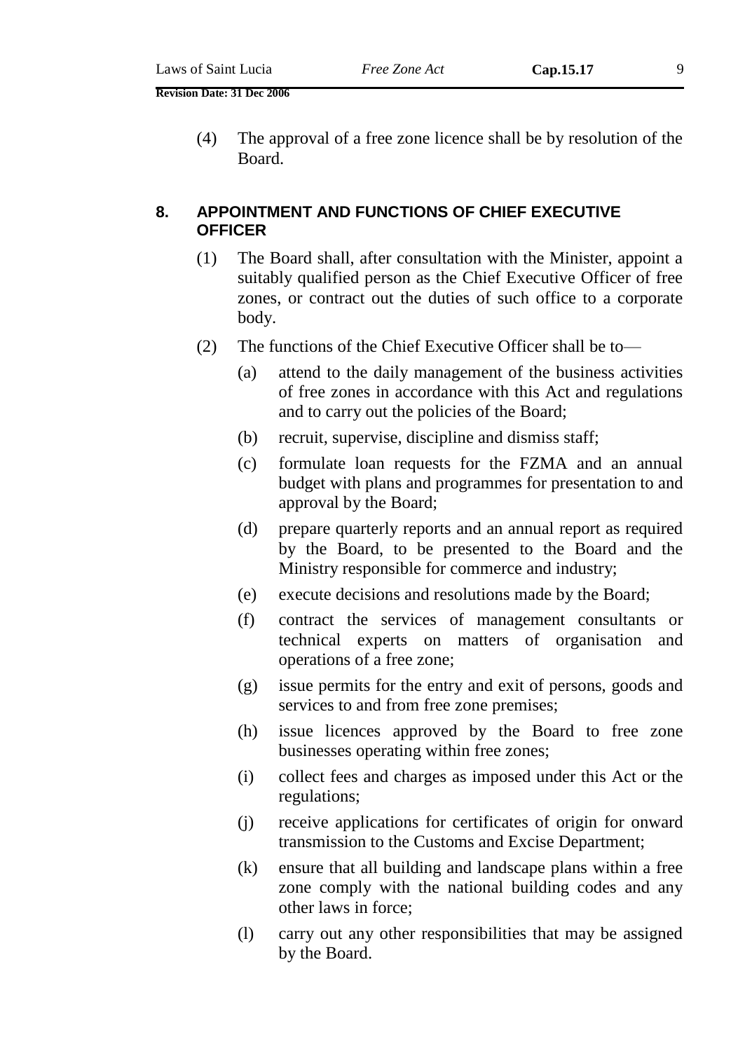(4) The approval of a free zone licence shall be by resolution of the Board.

## 8. APPOINTMENT AND FUNCTIONS OF CHIEF EXECUTIVE OFFICER

(1) The Board shall, after consultation with the Minister, appoint a suitably qualified person as the Chief Executive Officer of free zones, or contract out the duties of such office to a corporate body.

(2) The functions of the Chief Executive Officer shall be to—

(a) attend to the daily management of the business activities of free zones in accordance with this Act and regulations and to carry out the policies of the Board;

(b) recruit, supervise, discipline and dismiss staff;

(c) formulate loan requests for the FZMA and an annual budget with plans and programmes for presentation to and approval by the Board;

(d) prepare quarterly reports and an annual report as required by the Board, to be presented to the Board and the Ministry responsible for commerce and industry;

(e) execute decisions and resolutions made by the Board;

(f) contract the services of management consultants or technical experts on matters of organisation and operations of a free zone;

(g) issue permits for the entry and exit of persons, goods and services to and from free zone premises;

(h) issue licences approved by the Board to free zone businesses operating within free zones;

(i) collect fees and charges as imposed under this Act or the regulations;

(j) receive applications for certificates of origin for onward transmission to the Customs and Excise Department;

(k) ensure that all building and landscape plans within a free zone comply with the national building codes and any other laws in force;

(l) carry out any other responsibilities that may be assigned by the Board.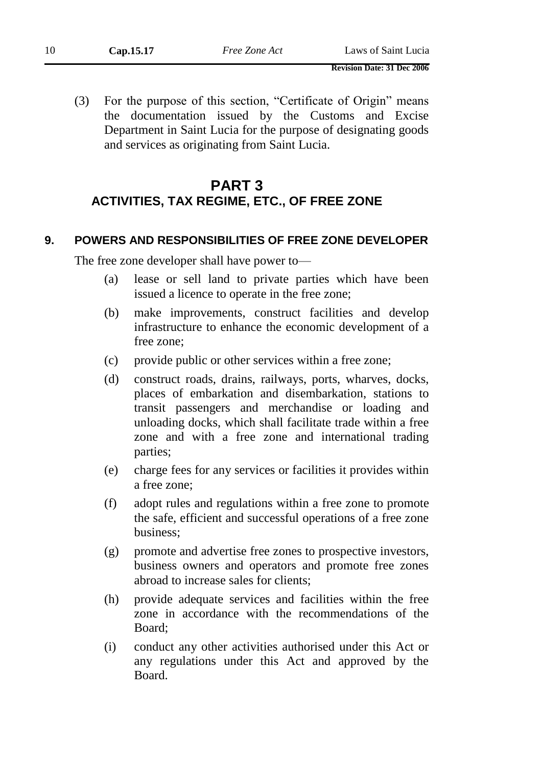(3) For the purpose of this section, "Certificate of Origin" means the documentation issued by the Customs and Excise Department in Saint Lucia for the purpose of designating goods and services as originating from Saint Lucia.

## PART 3
## ACTIVITIES, TAX REGIME, ETC., OF FREE ZONE

### 9. POWERS AND RESPONSIBILITIES OF FREE ZONE DEVELOPER

The free zone developer shall have power to—

(a) lease or sell land to private parties which have been issued a licence to operate in the free zone;

(b) make improvements, construct facilities and develop infrastructure to enhance the economic development of a free zone;

(c) provide public or other services within a free zone;

(d) construct roads, drains, railways, ports, wharves, docks, places of embarkation and disembarkation, stations to transit passengers and merchandise or loading and unloading docks, which shall facilitate trade within a free zone and with a free zone and international trading parties;

(e) charge fees for any services or facilities it provides within a free zone;

(f) adopt rules and regulations within a free zone to promote the safe, efficient and successful operations of a free zone business;

(g) promote and advertise free zones to prospective investors, business owners and operators and promote free zones abroad to increase sales for clients;

(h) provide adequate services and facilities within the free zone in accordance with the recommendations of the Board;

(i) conduct any other activities authorised under this Act or any regulations under this Act and approved by the Board.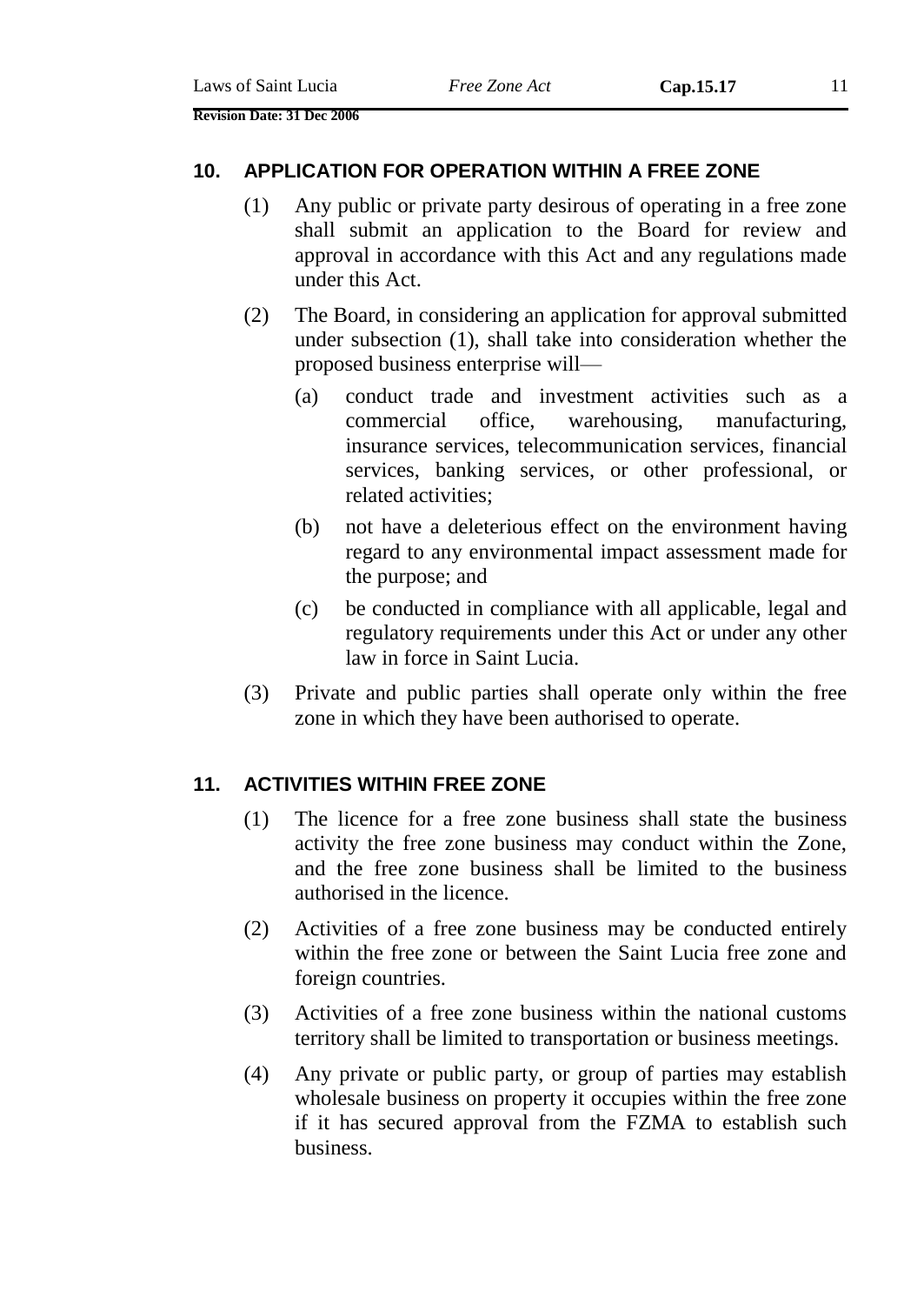## 10. APPLICATION FOR OPERATION WITHIN A FREE ZONE

(1) Any public or private party desirous of operating in a free zone shall submit an application to the Board for review and approval in accordance with this Act and any regulations made under this Act.

(2) The Board, in considering an application for approval submitted under subsection (1), shall take into consideration whether the proposed business enterprise will—

(a) conduct trade and investment activities such as a commercial office, warehousing, manufacturing, insurance services, telecommunication services, financial services, banking services, or other professional, or related activities;

(b) not have a deleterious effect on the environment having regard to any environmental impact assessment made for the purpose; and

(c) be conducted in compliance with all applicable, legal and regulatory requirements under this Act or under any other law in force in Saint Lucia.

(3) Private and public parties shall operate only within the free zone in which they have been authorised to operate.

## 11. ACTIVITIES WITHIN FREE ZONE

(1) The licence for a free zone business shall state the business activity the free zone business may conduct within the Zone, and the free zone business shall be limited to the business authorised in the licence.

(2) Activities of a free zone business may be conducted entirely within the free zone or between the Saint Lucia free zone and foreign countries.

(3) Activities of a free zone business within the national customs territory shall be limited to transportation or business meetings.

(4) Any private or public party, or group of parties may establish wholesale business on property it occupies within the free zone if it has secured approval from the FZMA to establish such business.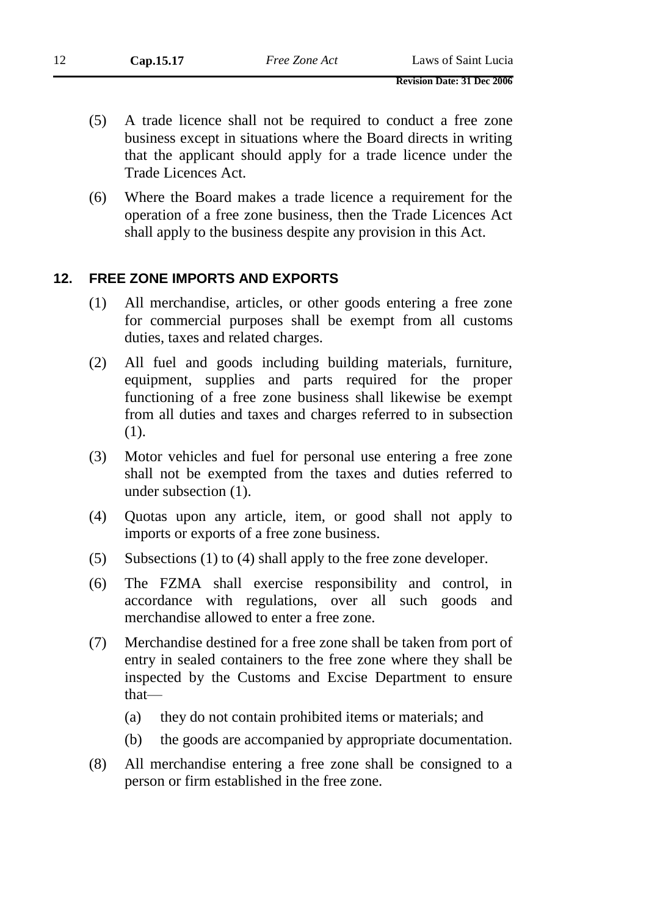(5) A trade licence shall not be required to conduct a free zone business except in situations where the Board directs in writing that the applicant should apply for a trade licence under the Trade Licences Act.

(6) Where the Board makes a trade licence a requirement for the operation of a free zone business, then the Trade Licences Act shall apply to the business despite any provision in this Act.

## 12. FREE ZONE IMPORTS AND EXPORTS

(1) All merchandise, articles, or other goods entering a free zone for commercial purposes shall be exempt from all customs duties, taxes and related charges.

(2) All fuel and goods including building materials, furniture, equipment, supplies and parts required for the proper functioning of a free zone business shall likewise be exempt from all duties and taxes and charges referred to in subsection (1).

(3) Motor vehicles and fuel for personal use entering a free zone shall not be exempted from the taxes and duties referred to under subsection (1).

(4) Quotas upon any article, item, or good shall not apply to imports or exports of a free zone business.

(5) Subsections (1) to (4) shall apply to the free zone developer.

(6) The FZMA shall exercise responsibility and control, in accordance with regulations, over all such goods and merchandise allowed to enter a free zone.

(7) Merchandise destined for a free zone shall be taken from port of entry in sealed containers to the free zone where they shall be inspected by the Customs and Excise Department to ensure that—

(a) they do not contain prohibited items or materials; and

(b) the goods are accompanied by appropriate documentation.

(8) All merchandise entering a free zone shall be consigned to a person or firm established in the free zone.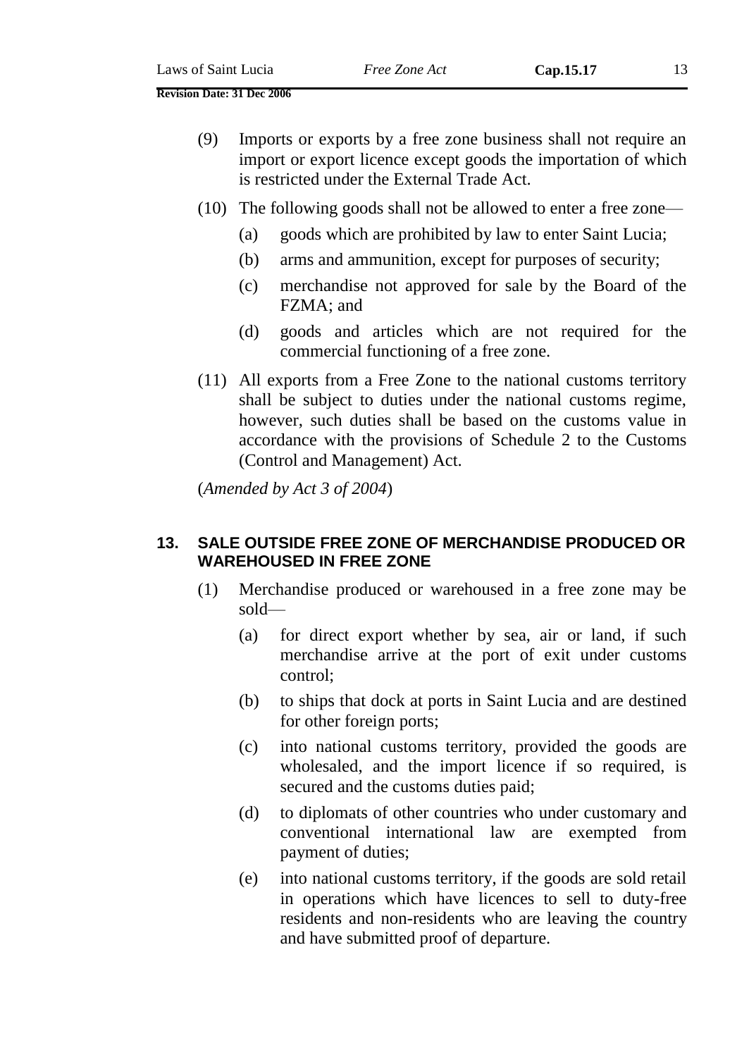(9) Imports or exports by a free zone business shall not require an import or export licence except goods the importation of which is restricted under the External Trade Act.

(10) The following goods shall not be allowed to enter a free zone—

- (a) goods which are prohibited by law to enter Saint Lucia;
- (b) arms and ammunition, except for purposes of security;
- (c) merchandise not approved for sale by the Board of the FZMA; and
- (d) goods and articles which are not required for the commercial functioning of a free zone.

(11) All exports from a Free Zone to the national customs territory shall be subject to duties under the national customs regime, however, such duties shall be based on the customs value in accordance with the provisions of Schedule 2 to the Customs (Control and Management) Act.

(*Amended by Act 3 of 2004*)

### 13. SALE OUTSIDE FREE ZONE OF MERCHANDISE PRODUCED OR WAREHOUSED IN FREE ZONE

(1) Merchandise produced or warehoused in a free zone may be sold—

- (a) for direct export whether by sea, air or land, if such merchandise arrive at the port of exit under customs control;
- (b) to ships that dock at ports in Saint Lucia and are destined for other foreign ports;
- (c) into national customs territory, provided the goods are wholesaled, and the import licence if so required, is secured and the customs duties paid;
- (d) to diplomats of other countries who under customary and conventional international law are exempted from payment of duties;
- (e) into national customs territory, if the goods are sold retail in operations which have licences to sell to duty-free residents and non-residents who are leaving the country and have submitted proof of departure.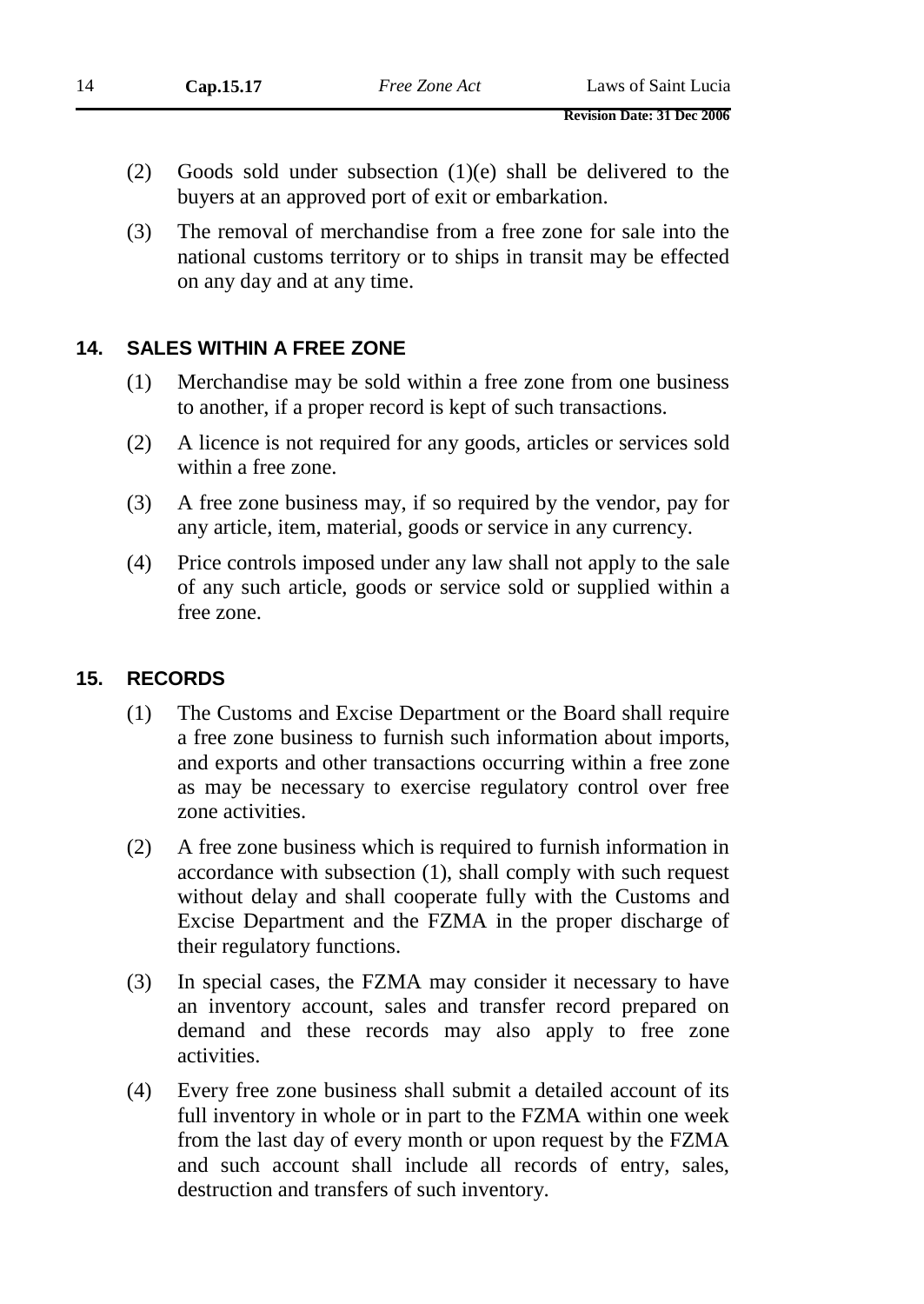(2) Goods sold under subsection (1)(e) shall be delivered to the buyers at an approved port of exit or embarkation.

(3) The removal of merchandise from a free zone for sale into the national customs territory or to ships in transit may be effected on any day and at any time.

## 14. SALES WITHIN A FREE ZONE

(1) Merchandise may be sold within a free zone from one business to another, if a proper record is kept of such transactions.

(2) A licence is not required for any goods, articles or services sold within a free zone.

(3) A free zone business may, if so required by the vendor, pay for any article, item, material, goods or service in any currency.

(4) Price controls imposed under any law shall not apply to the sale of any such article, goods or service sold or supplied within a free zone.

## 15. RECORDS

(1) The Customs and Excise Department or the Board shall require a free zone business to furnish such information about imports, and exports and other transactions occurring within a free zone as may be necessary to exercise regulatory control over free zone activities.

(2) A free zone business which is required to furnish information in accordance with subsection (1), shall comply with such request without delay and shall cooperate fully with the Customs and Excise Department and the FZMA in the proper discharge of their regulatory functions.

(3) In special cases, the FZMA may consider it necessary to have an inventory account, sales and transfer record prepared on demand and these records may also apply to free zone activities.

(4) Every free zone business shall submit a detailed account of its full inventory in whole or in part to the FZMA within one week from the last day of every month or upon request by the FZMA and such account shall include all records of entry, sales, destruction and transfers of such inventory.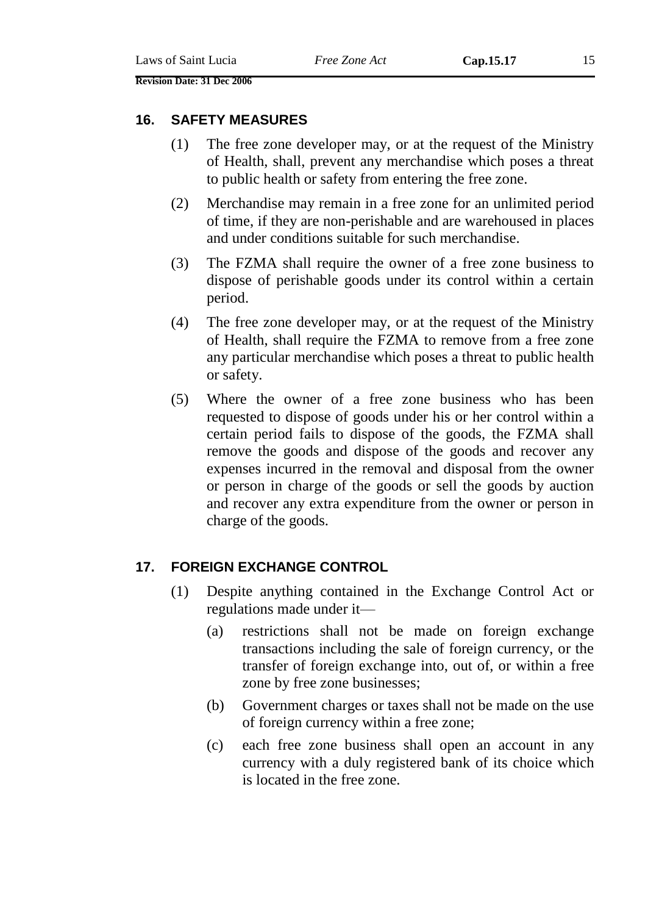## 16. SAFETY MEASURES

(1) The free zone developer may, or at the request of the Ministry of Health, shall, prevent any merchandise which poses a threat to public health or safety from entering the free zone.

(2) Merchandise may remain in a free zone for an unlimited period of time, if they are non-perishable and are warehoused in places and under conditions suitable for such merchandise.

(3) The FZMA shall require the owner of a free zone business to dispose of perishable goods under its control within a certain period.

(4) The free zone developer may, or at the request of the Ministry of Health, shall require the FZMA to remove from a free zone any particular merchandise which poses a threat to public health or safety.

(5) Where the owner of a free zone business who has been requested to dispose of goods under his or her control within a certain period fails to dispose of the goods, the FZMA shall remove the goods and dispose of the goods and recover any expenses incurred in the removal and disposal from the owner or person in charge of the goods or sell the goods by auction and recover any extra expenditure from the owner or person in charge of the goods.

## 17. FOREIGN EXCHANGE CONTROL

(1) Despite anything contained in the Exchange Control Act or regulations made under it—

(a) restrictions shall not be made on foreign exchange transactions including the sale of foreign currency, or the transfer of foreign exchange into, out of, or within a free zone by free zone businesses;

(b) Government charges or taxes shall not be made on the use of foreign currency within a free zone;

(c) each free zone business shall open an account in any currency with a duly registered bank of its choice which is located in the free zone.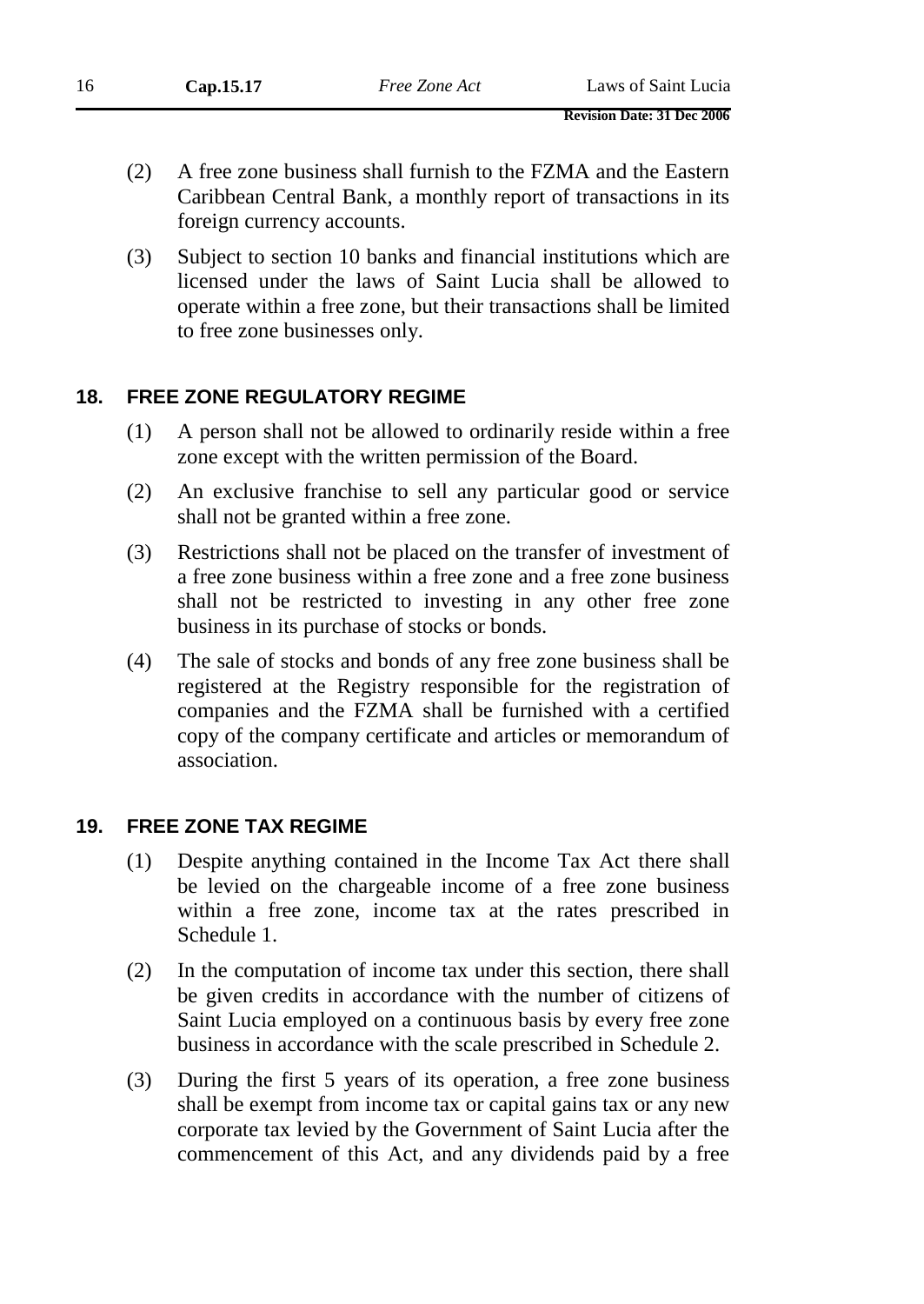(2) A free zone business shall furnish to the FZMA and the Eastern Caribbean Central Bank, a monthly report of transactions in its foreign currency accounts.

(3) Subject to section 10 banks and financial institutions which are licensed under the laws of Saint Lucia shall be allowed to operate within a free zone, but their transactions shall be limited to free zone businesses only.

## 18. FREE ZONE REGULATORY REGIME

(1) A person shall not be allowed to ordinarily reside within a free zone except with the written permission of the Board.

(2) An exclusive franchise to sell any particular good or service shall not be granted within a free zone.

(3) Restrictions shall not be placed on the transfer of investment of a free zone business within a free zone and a free zone business shall not be restricted to investing in any other free zone business in its purchase of stocks or bonds.

(4) The sale of stocks and bonds of any free zone business shall be registered at the Registry responsible for the registration of companies and the FZMA shall be furnished with a certified copy of the company certificate and articles or memorandum of association.

## 19. FREE ZONE TAX REGIME

(1) Despite anything contained in the Income Tax Act there shall be levied on the chargeable income of a free zone business within a free zone, income tax at the rates prescribed in Schedule 1.

(2) In the computation of income tax under this section, there shall be given credits in accordance with the number of citizens of Saint Lucia employed on a continuous basis by every free zone business in accordance with the scale prescribed in Schedule 2.

(3) During the first 5 years of its operation, a free zone business shall be exempt from income tax or capital gains tax or any new corporate tax levied by the Government of Saint Lucia after the commencement of this Act, and any dividends paid by a free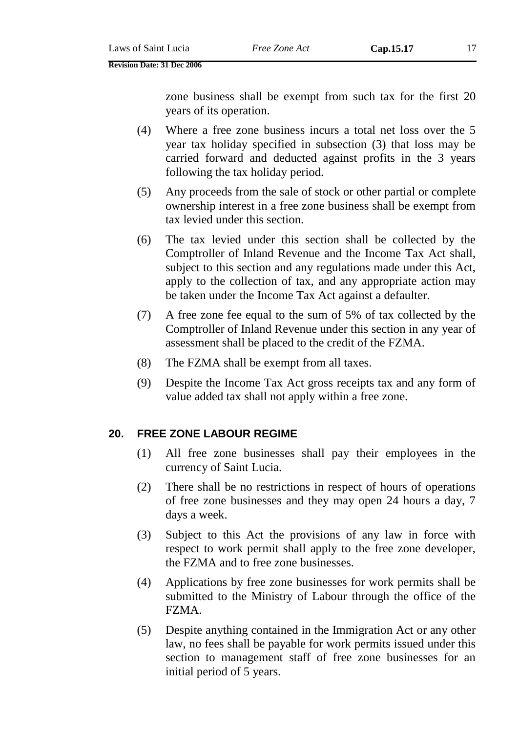zone business shall be exempt from such tax for the first 20 years of its operation.

(4) Where a free zone business incurs a total net loss over the 5 year tax holiday specified in subsection (3) that loss may be carried forward and deducted against profits in the 3 years following the tax holiday period.

(5) Any proceeds from the sale of stock or other partial or complete ownership interest in a free zone business shall be exempt from tax levied under this section.

(6) The tax levied under this section shall be collected by the Comptroller of Inland Revenue and the Income Tax Act shall, subject to this section and any regulations made under this Act, apply to the collection of tax, and any appropriate action may be taken under the Income Tax Act against a defaulter.

(7) A free zone fee equal to the sum of 5% of tax collected by the Comptroller of Inland Revenue under this section in any year of assessment shall be placed to the credit of the FZMA.

(8) The FZMA shall be exempt from all taxes.

(9) Despite the Income Tax Act gross receipts tax and any form of value added tax shall not apply within a free zone.

## 20. FREE ZONE LABOUR REGIME

(1) All free zone businesses shall pay their employees in the currency of Saint Lucia.

(2) There shall be no restrictions in respect of hours of operations of free zone businesses and they may open 24 hours a day, 7 days a week.

(3) Subject to this Act the provisions of any law in force with respect to work permit shall apply to the free zone developer, the FZMA and to free zone businesses.

(4) Applications by free zone businesses for work permits shall be submitted to the Ministry of Labour through the office of the FZMA.

(5) Despite anything contained in the Immigration Act or any other law, no fees shall be payable for work permits issued under this section to management staff of free zone businesses for an initial period of 5 years.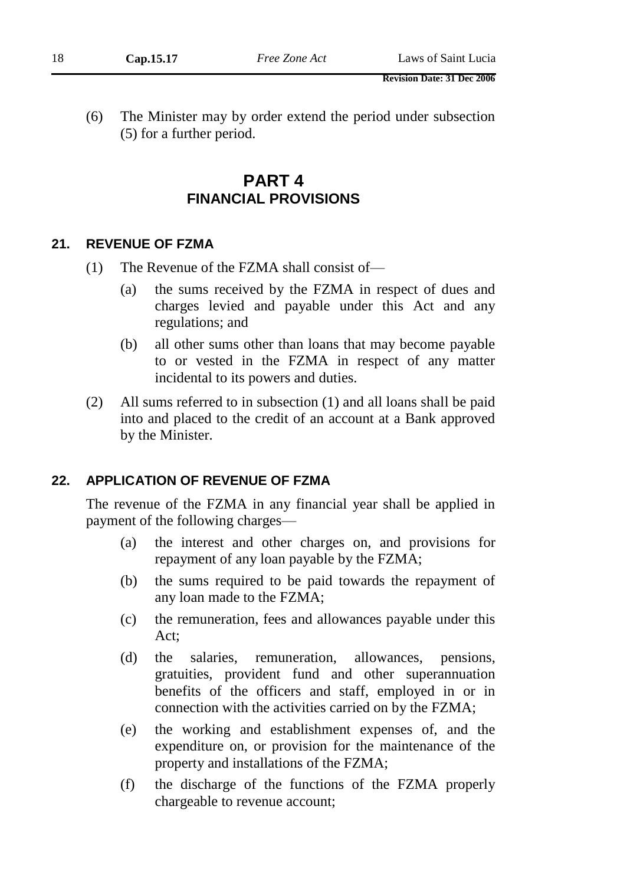(6) The Minister may by order extend the period under subsection (5) for a further period.

# PART 4
## FINANCIAL PROVISIONS

### 21. REVENUE OF FZMA

(1) The Revenue of the FZMA shall consist of—

(a) the sums received by the FZMA in respect of dues and charges levied and payable under this Act and any regulations; and

(b) all other sums other than loans that may become payable to or vested in the FZMA in respect of any matter incidental to its powers and duties.

(2) All sums referred to in subsection (1) and all loans shall be paid into and placed to the credit of an account at a Bank approved by the Minister.

### 22. APPLICATION OF REVENUE OF FZMA

The revenue of the FZMA in any financial year shall be applied in payment of the following charges—

(a) the interest and other charges on, and provisions for repayment of any loan payable by the FZMA;

(b) the sums required to be paid towards the repayment of any loan made to the FZMA;

(c) the remuneration, fees and allowances payable under this Act;

(d) the salaries, remuneration, allowances, pensions, gratuities, provident fund and other superannuation benefits of the officers and staff, employed in or in connection with the activities carried on by the FZMA;

(e) the working and establishment expenses of, and the expenditure on, or provision for the maintenance of the property and installations of the FZMA;

(f) the discharge of the functions of the FZMA properly chargeable to revenue account;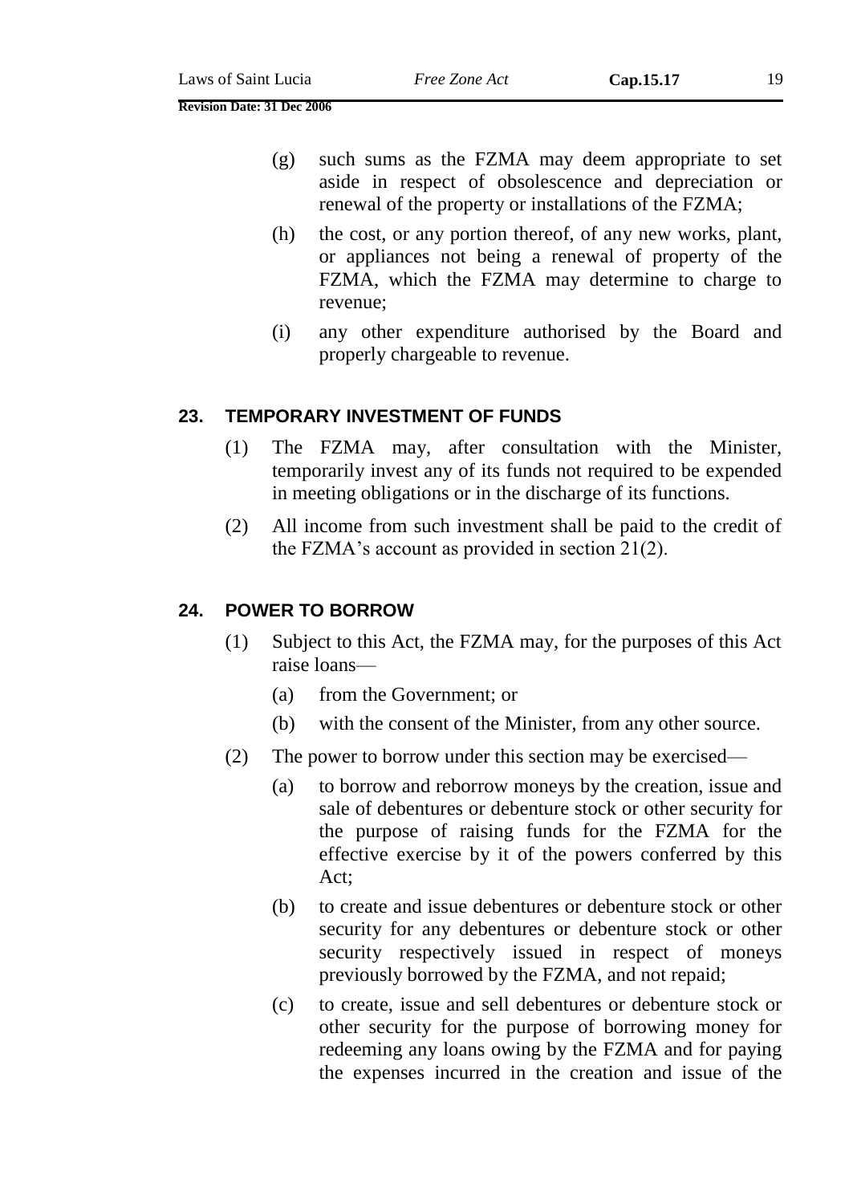(g) such sums as the FZMA may deem appropriate to set aside in respect of obsolescence and depreciation or renewal of the property or installations of the FZMA;

(h) the cost, or any portion thereof, of any new works, plant, or appliances not being a renewal of property of the FZMA, which the FZMA may determine to charge to revenue;

(i) any other expenditure authorised by the Board and properly chargeable to revenue.

### 23. TEMPORARY INVESTMENT OF FUNDS

(1) The FZMA may, after consultation with the Minister, temporarily invest any of its funds not required to be expended in meeting obligations or in the discharge of its functions.

(2) All income from such investment shall be paid to the credit of the FZMA's account as provided in section 21(2).

### 24. POWER TO BORROW

(1) Subject to this Act, the FZMA may, for the purposes of this Act raise loans—

(a) from the Government; or

(b) with the consent of the Minister, from any other source.

(2) The power to borrow under this section may be exercised—

(a) to borrow and reborrow moneys by the creation, issue and sale of debentures or debenture stock or other security for the purpose of raising funds for the FZMA for the effective exercise by it of the powers conferred by this Act;

(b) to create and issue debentures or debenture stock or other security for any debentures or debenture stock or other security respectively issued in respect of moneys previously borrowed by the FZMA, and not repaid;

(c) to create, issue and sell debentures or debenture stock or other security for the purpose of borrowing money for redeeming any loans owing by the FZMA and for paying the expenses incurred in the creation and issue of the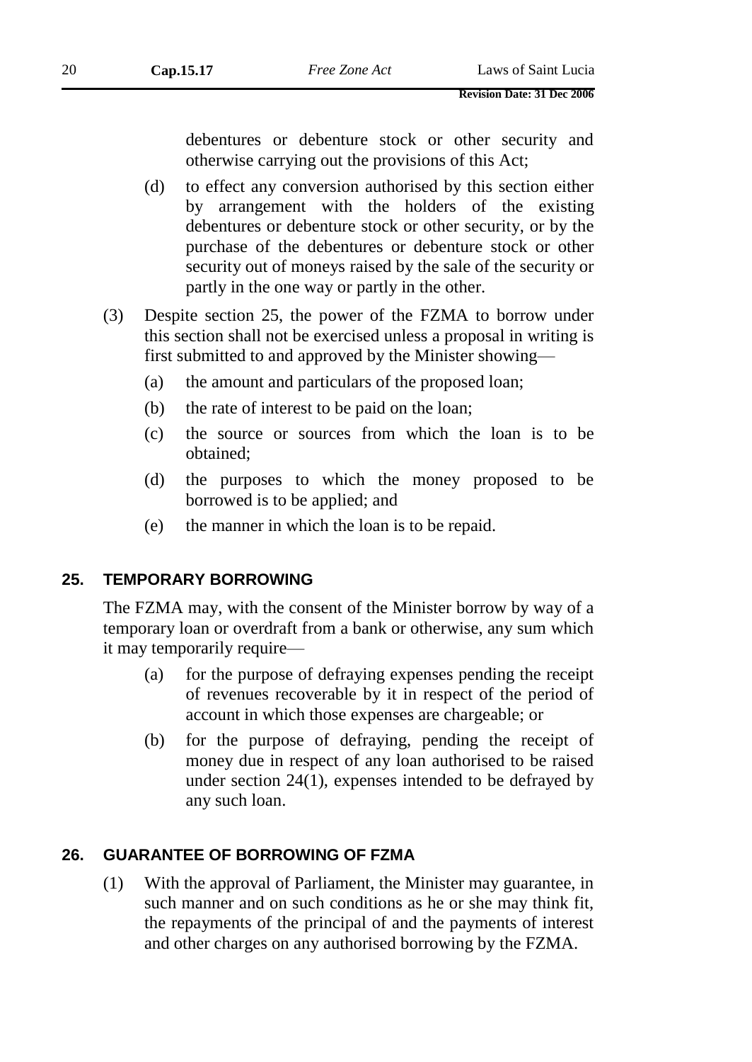debentures or debenture stock or other security and otherwise carrying out the provisions of this Act;

(d) to effect any conversion authorised by this section either by arrangement with the holders of the existing debentures or debenture stock or other security, or by the purchase of the debentures or debenture stock or other security out of moneys raised by the sale of the security or partly in the one way or partly in the other.

(3) Despite section 25, the power of the FZMA to borrow under this section shall not be exercised unless a proposal in writing is first submitted to and approved by the Minister showing—

(a) the amount and particulars of the proposed loan;

(b) the rate of interest to be paid on the loan;

(c) the source or sources from which the loan is to be obtained;

(d) the purposes to which the money proposed to be borrowed is to be applied; and

(e) the manner in which the loan is to be repaid.

## 25. TEMPORARY BORROWING

The FZMA may, with the consent of the Minister borrow by way of a temporary loan or overdraft from a bank or otherwise, any sum which it may temporarily require—

(a) for the purpose of defraying expenses pending the receipt of revenues recoverable by it in respect of the period of account in which those expenses are chargeable; or

(b) for the purpose of defraying, pending the receipt of money due in respect of any loan authorised to be raised under section 24(1), expenses intended to be defrayed by any such loan.

## 26. GUARANTEE OF BORROWING OF FZMA

(1) With the approval of Parliament, the Minister may guarantee, in such manner and on such conditions as he or she may think fit, the repayments of the principal of and the payments of interest and other charges on any authorised borrowing by the FZMA.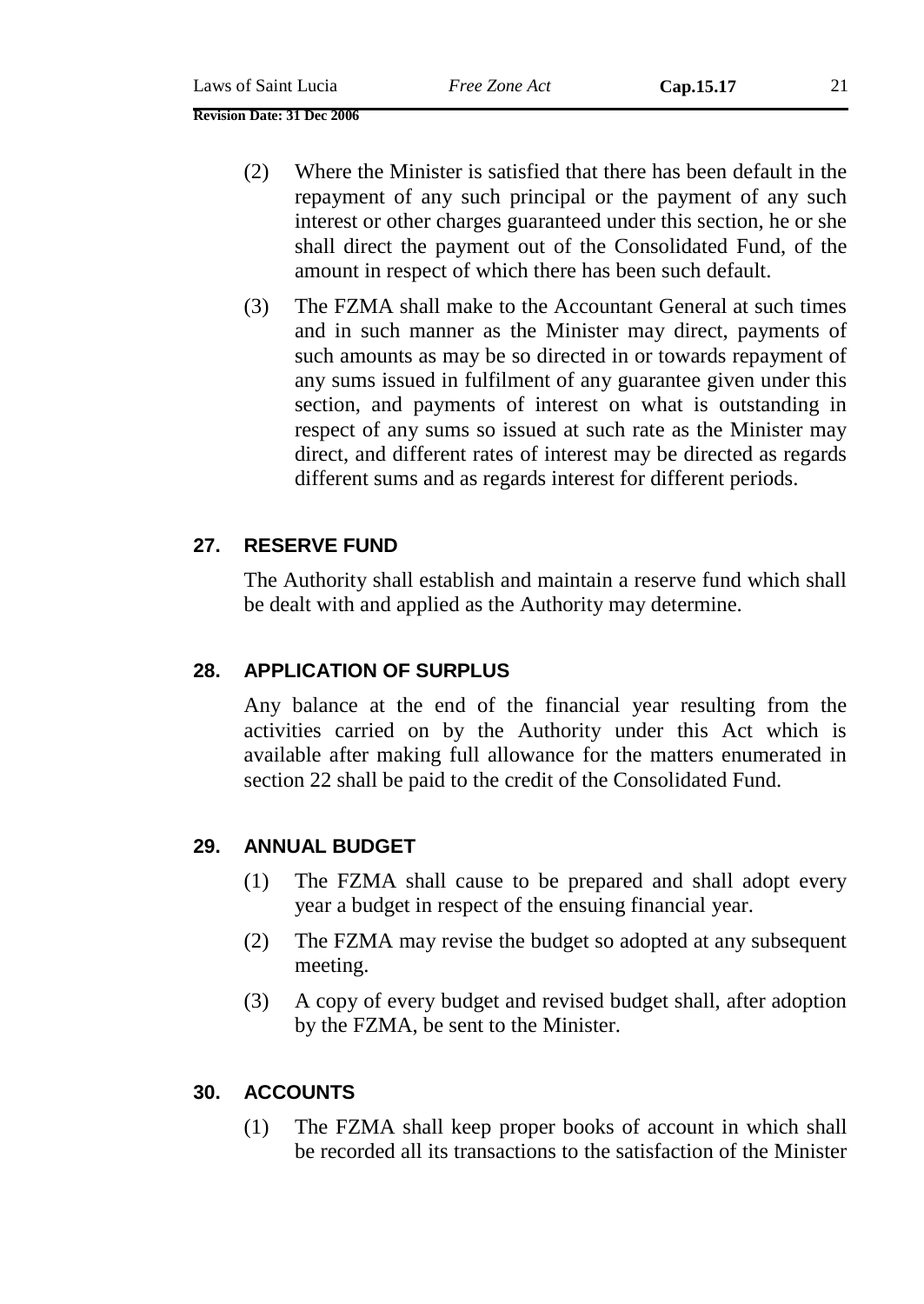(2) Where the Minister is satisfied that there has been default in the repayment of any such principal or the payment of any such interest or other charges guaranteed under this section, he or she shall direct the payment out of the Consolidated Fund, of the amount in respect of which there has been such default.

(3) The FZMA shall make to the Accountant General at such times and in such manner as the Minister may direct, payments of such amounts as may be so directed in or towards repayment of any sums issued in fulfilment of any guarantee given under this section, and payments of interest on what is outstanding in respect of any sums so issued at such rate as the Minister may direct, and different rates of interest may be directed as regards different sums and as regards interest for different periods.

### 27. RESERVE FUND

The Authority shall establish and maintain a reserve fund which shall be dealt with and applied as the Authority may determine.

### 28. APPLICATION OF SURPLUS

Any balance at the end of the financial year resulting from the activities carried on by the Authority under this Act which is available after making full allowance for the matters enumerated in section 22 shall be paid to the credit of the Consolidated Fund.

### 29. ANNUAL BUDGET

(1) The FZMA shall cause to be prepared and shall adopt every year a budget in respect of the ensuing financial year.

(2) The FZMA may revise the budget so adopted at any subsequent meeting.

(3) A copy of every budget and revised budget shall, after adoption by the FZMA, be sent to the Minister.

### 30. ACCOUNTS

(1) The FZMA shall keep proper books of account in which shall be recorded all its transactions to the satisfaction of the Minister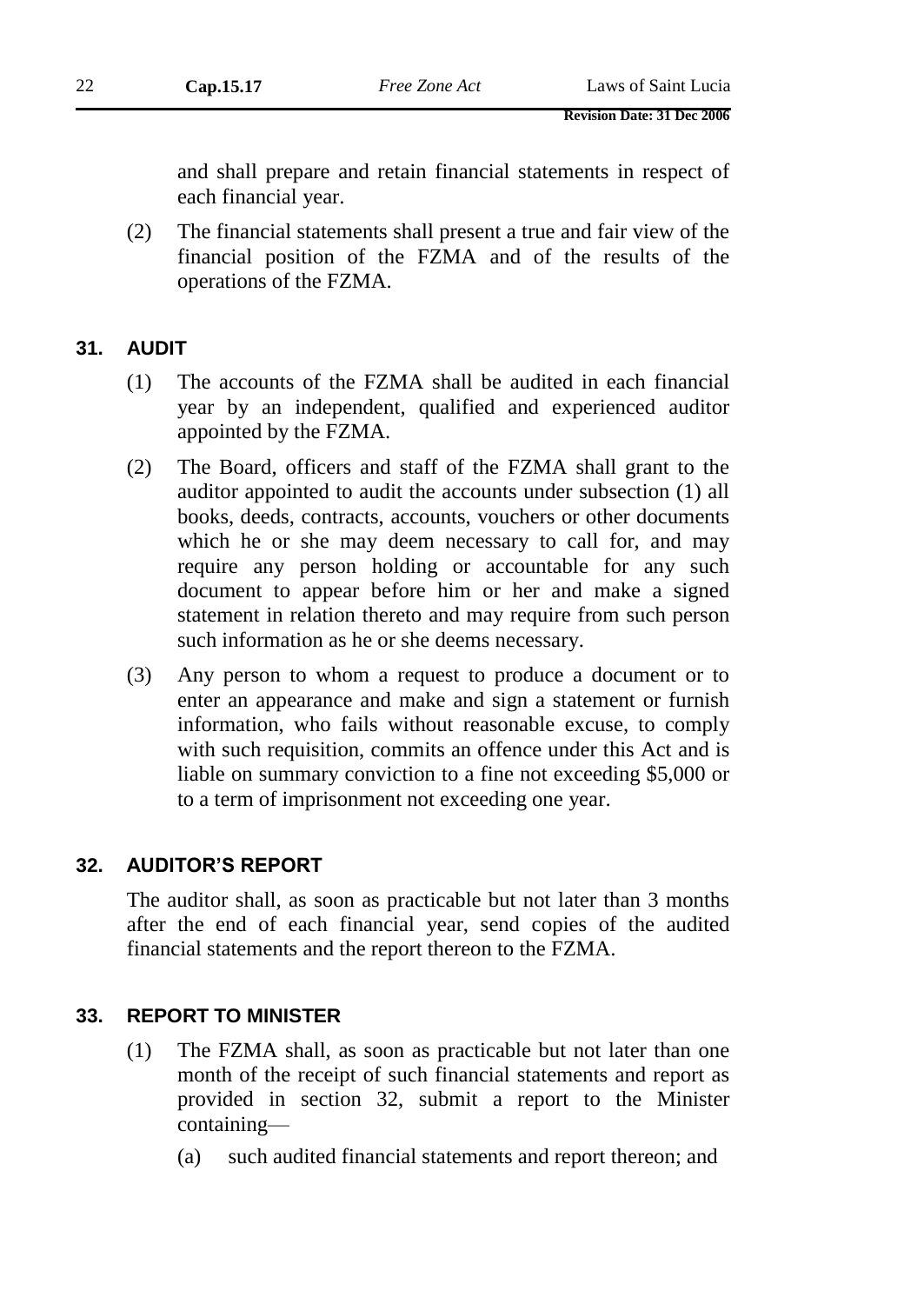and shall prepare and retain financial statements in respect of each financial year.

(2) The financial statements shall present a true and fair view of the financial position of the FZMA and of the results of the operations of the FZMA.

### 31. AUDIT

(1) The accounts of the FZMA shall be audited in each financial year by an independent, qualified and experienced auditor appointed by the FZMA.

(2) The Board, officers and staff of the FZMA shall grant to the auditor appointed to audit the accounts under subsection (1) all books, deeds, contracts, accounts, vouchers or other documents which he or she may deem necessary to call for, and may require any person holding or accountable for any such document to appear before him or her and make a signed statement in relation thereto and may require from such person such information as he or she deems necessary.

(3) Any person to whom a request to produce a document or to enter an appearance and make and sign a statement or furnish information, who fails without reasonable excuse, to comply with such requisition, commits an offence under this Act and is liable on summary conviction to a fine not exceeding $5,000 or to a term of imprisonment not exceeding one year.

### 32. AUDITOR'S REPORT

The auditor shall, as soon as practicable but not later than 3 months after the end of each financial year, send copies of the audited financial statements and the report thereon to the FZMA.

### 33. REPORT TO MINISTER

(1) The FZMA shall, as soon as practicable but not later than one month of the receipt of such financial statements and report as provided in section 32, submit a report to the Minister containing—

(a) such audited financial statements and report thereon; and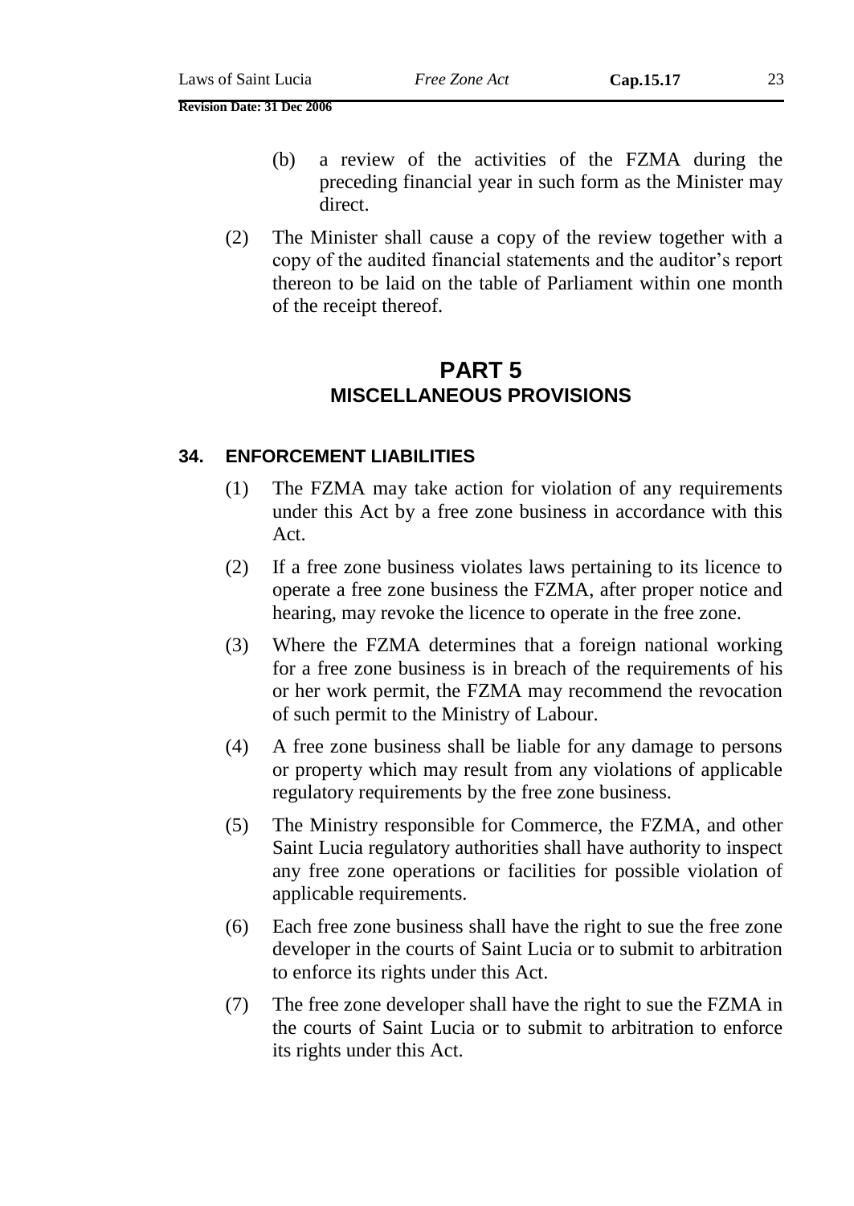(b) a review of the activities of the FZMA during the preceding financial year in such form as the Minister may direct.

(2) The Minister shall cause a copy of the review together with a copy of the audited financial statements and the auditor's report thereon to be laid on the table of Parliament within one month of the receipt thereof.

## PART 5
## MISCELLANEOUS PROVISIONS

### 34. ENFORCEMENT LIABILITIES

(1) The FZMA may take action for violation of any requirements under this Act by a free zone business in accordance with this Act.

(2) If a free zone business violates laws pertaining to its licence to operate a free zone business the FZMA, after proper notice and hearing, may revoke the licence to operate in the free zone.

(3) Where the FZMA determines that a foreign national working for a free zone business is in breach of the requirements of his or her work permit, the FZMA may recommend the revocation of such permit to the Ministry of Labour.

(4) A free zone business shall be liable for any damage to persons or property which may result from any violations of applicable regulatory requirements by the free zone business.

(5) The Ministry responsible for Commerce, the FZMA, and other Saint Lucia regulatory authorities shall have authority to inspect any free zone operations or facilities for possible violation of applicable requirements.

(6) Each free zone business shall have the right to sue the free zone developer in the courts of Saint Lucia or to submit to arbitration to enforce its rights under this Act.

(7) The free zone developer shall have the right to sue the FZMA in the courts of Saint Lucia or to submit to arbitration to enforce its rights under this Act.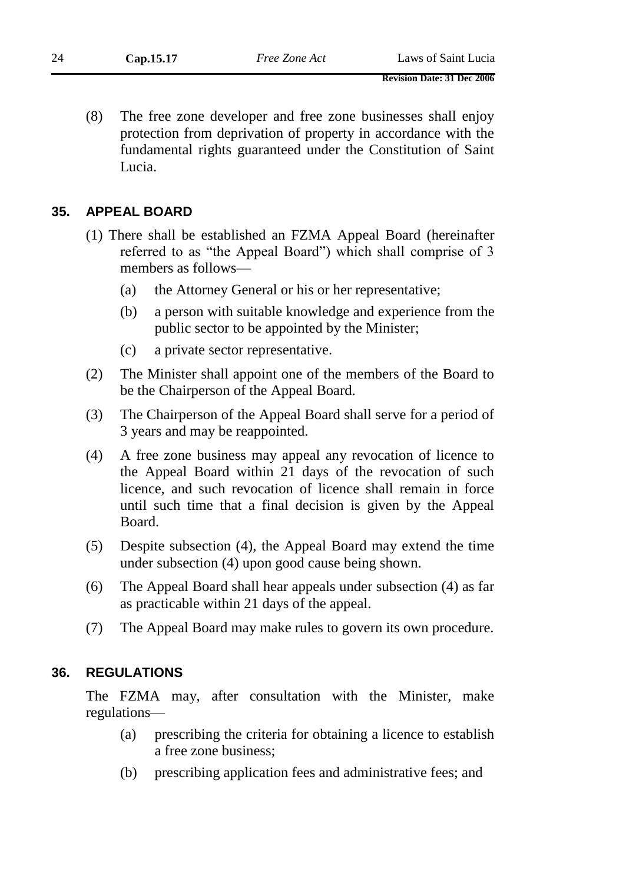(8) The free zone developer and free zone businesses shall enjoy protection from deprivation of property in accordance with the fundamental rights guaranteed under the Constitution of Saint Lucia.

### 35. APPEAL BOARD

(1) There shall be established an FZMA Appeal Board (hereinafter referred to as "the Appeal Board") which shall comprise of 3 members as follows—

(a) the Attorney General or his or her representative;

(b) a person with suitable knowledge and experience from the public sector to be appointed by the Minister;

(c) a private sector representative.

(2) The Minister shall appoint one of the members of the Board to be the Chairperson of the Appeal Board.

(3) The Chairperson of the Appeal Board shall serve for a period of 3 years and may be reappointed.

(4) A free zone business may appeal any revocation of licence to the Appeal Board within 21 days of the revocation of such licence, and such revocation of licence shall remain in force until such time that a final decision is given by the Appeal Board.

(5) Despite subsection (4), the Appeal Board may extend the time under subsection (4) upon good cause being shown.

(6) The Appeal Board shall hear appeals under subsection (4) as far as practicable within 21 days of the appeal.

(7) The Appeal Board may make rules to govern its own procedure.

### 36. REGULATIONS

The FZMA may, after consultation with the Minister, make regulations—

(a) prescribing the criteria for obtaining a licence to establish a free zone business;

(b) prescribing application fees and administrative fees; and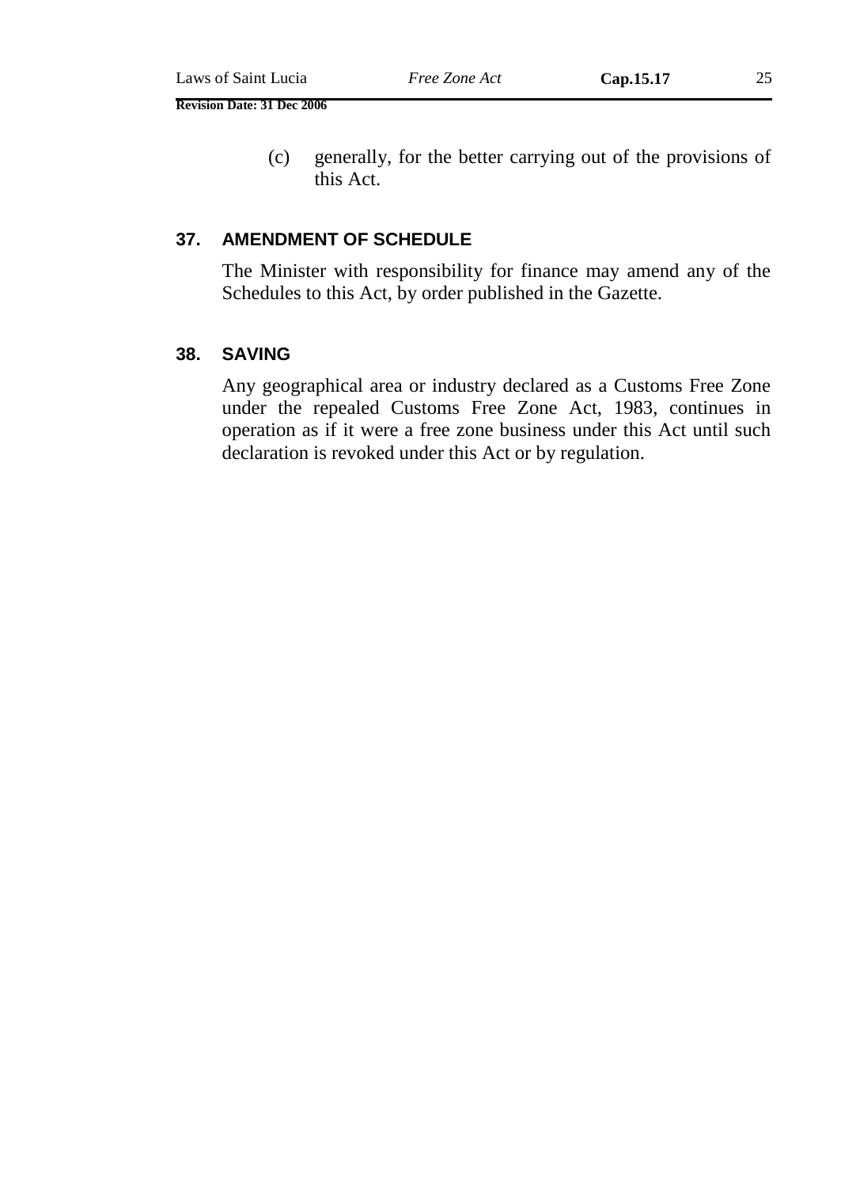(c) generally, for the better carrying out of the provisions of this Act.

### 37. AMENDMENT OF SCHEDULE

The Minister with responsibility for finance may amend any of the Schedules to this Act, by order published in the Gazette.

### 38. SAVING

Any geographical area or industry declared as a Customs Free Zone under the repealed Customs Free Zone Act, 1983, continues in operation as if it were a free zone business under this Act until such declaration is revoked under this Act or by regulation.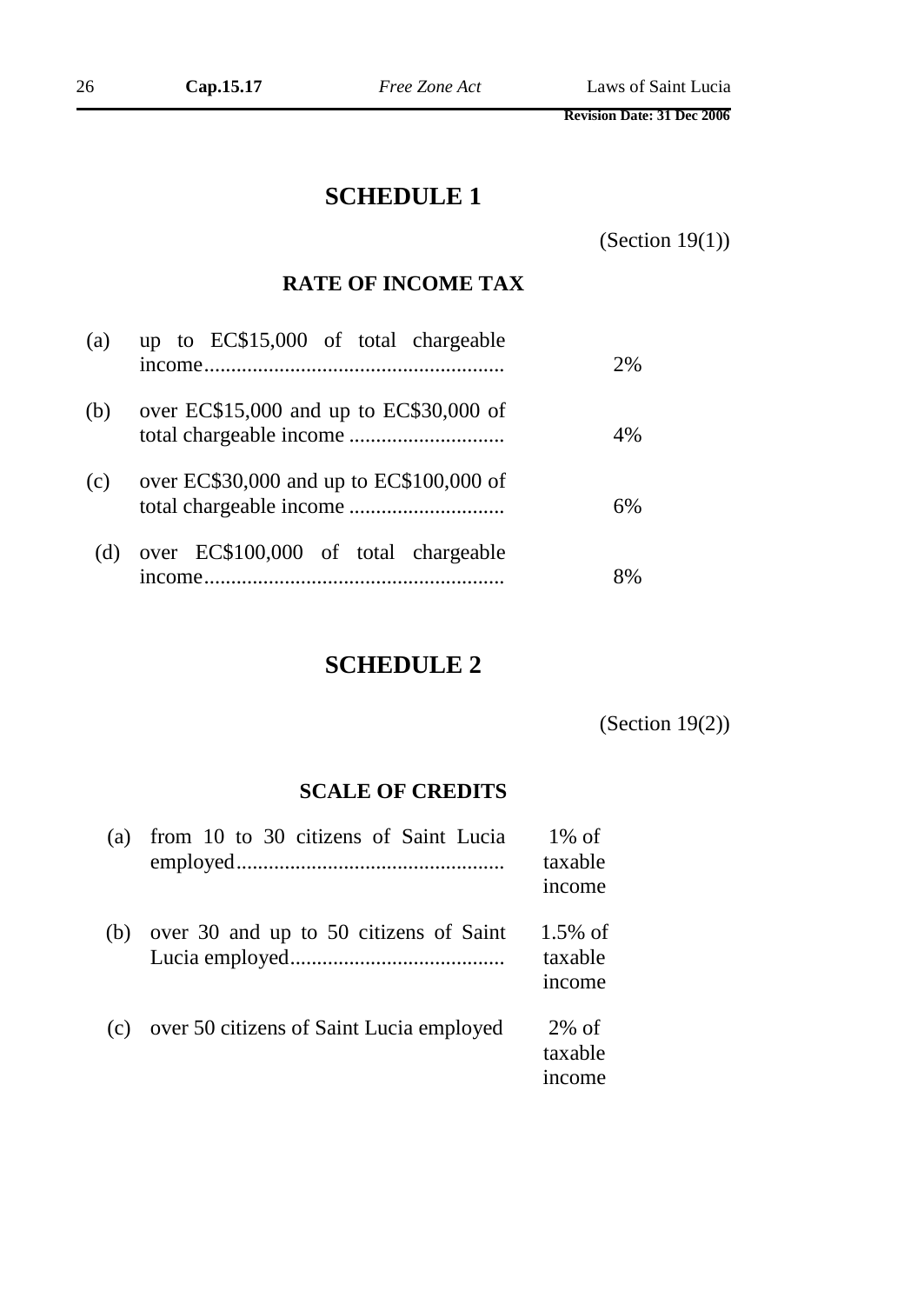# SCHEDULE 1

(Section 19(1))

## RATE OF INCOME TAX

| | | |
|---|---|---|
| (a) | up to EC$15,000 of total chargeable income....................................................... | 2% |
| (b) | over EC$15,000 and up to EC$30,000 of total chargeable income ............................ | 4% |
| (c) | over EC$30,000 and up to EC$100,000 of total chargeable income ............................ | 6% |
| (d) | over EC$100,000 of total chargeable income....................................................... | 8% |

# SCHEDULE 2

(Section 19(2))

## SCALE OF CREDITS

| | | |
|---|---|---|
| (a) | from 10 to 30 citizens of Saint Lucia employed................................................. | 1% of taxable income |
| (b) | over 30 and up to 50 citizens of Saint Lucia employed....................................... | 1.5% of taxable income |
| (c) | over 50 citizens of Saint Lucia employed | 2% of taxable income |